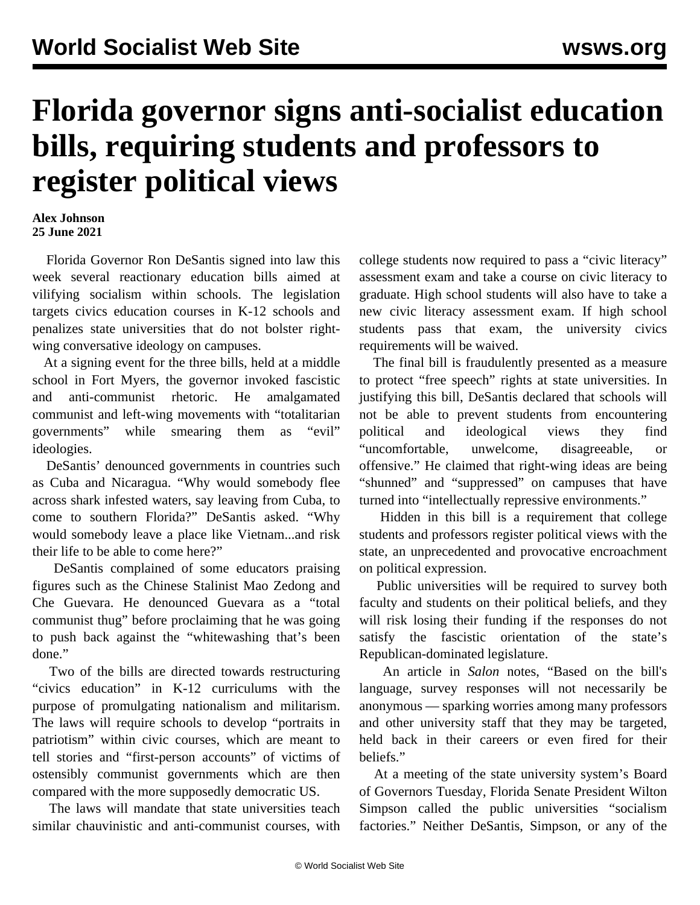# Florida governor signs anti-socialist education bills, requiring students and professors to register political views

**Alex Johnson**
**25 June 2021**

Florida Governor Ron DeSantis signed into law this week several reactionary education bills aimed at vilifying socialism within schools. The legislation targets civics education courses in K-12 schools and penalizes state universities that do not bolster right-wing conversative ideology on campuses.

At a signing event for the three bills, held at a middle school in Fort Myers, the governor invoked fascistic and anti-communist rhetoric. He amalgamated communist and left-wing movements with "totalitarian governments" while smearing them as "evil" ideologies.

DeSantis' denounced governments in countries such as Cuba and Nicaragua. "Why would somebody flee across shark infested waters, say leaving from Cuba, to come to southern Florida?" DeSantis asked. "Why would somebody leave a place like Vietnam...and risk their life to be able to come here?"

DeSantis complained of some educators praising figures such as the Chinese Stalinist Mao Zedong and Che Guevara. He denounced Guevara as a "total communist thug" before proclaiming that he was going to push back against the "whitewashing that's been done."

Two of the bills are directed towards restructuring "civics education" in K-12 curriculums with the purpose of promulgating nationalism and militarism. The laws will require schools to develop "portraits in patriotism" within civic courses, which are meant to tell stories and "first-person accounts" of victims of ostensibly communist governments which are then compared with the more supposedly democratic US.

The laws will mandate that state universities teach similar chauvinistic and anti-communist courses, with college students now required to pass a "civic literacy" assessment exam and take a course on civic literacy to graduate. High school students will also have to take a new civic literacy assessment exam. If high school students pass that exam, the university civics requirements will be waived.

The final bill is fraudulently presented as a measure to protect "free speech" rights at state universities. In justifying this bill, DeSantis declared that schools will not be able to prevent students from encountering political and ideological views they find "uncomfortable, unwelcome, disagreeable, or offensive." He claimed that right-wing ideas are being "shunned" and "suppressed" on campuses that have turned into "intellectually repressive environments."

Hidden in this bill is a requirement that college students and professors register political views with the state, an unprecedented and provocative encroachment on political expression.

Public universities will be required to survey both faculty and students on their political beliefs, and they will risk losing their funding if the responses do not satisfy the fascistic orientation of the state's Republican-dominated legislature.

An article in *Salon* notes, "Based on the bill's language, survey responses will not necessarily be anonymous — sparking worries among many professors and other university staff that they may be targeted, held back in their careers or even fired for their beliefs."

At a meeting of the state university system's Board of Governors Tuesday, Florida Senate President Wilton Simpson called the public universities "socialism factories." Neither DeSantis, Simpson, or any of the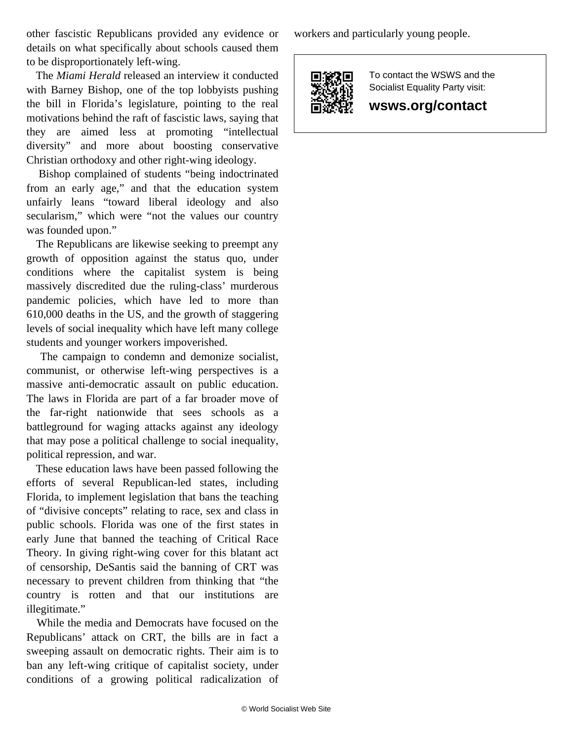other fascistic Republicans provided any evidence or details on what specifically about schools caused them to be disproportionately left-wing.

The *Miami Herald* released an interview it conducted with Barney Bishop, one of the top lobbyists pushing the bill in Florida's legislature, pointing to the real motivations behind the raft of fascistic laws, saying that they are aimed less at promoting "intellectual diversity" and more about boosting conservative Christian orthodoxy and other right-wing ideology.

Bishop complained of students "being indoctrinated from an early age," and that the education system unfairly leans "toward liberal ideology and also secularism," which were "not the values our country was founded upon."

The Republicans are likewise seeking to preempt any growth of opposition against the status quo, under conditions where the capitalist system is being massively discredited due the ruling-class' murderous pandemic policies, which have led to more than 610,000 deaths in the US, and the growth of staggering levels of social inequality which have left many college students and younger workers impoverished.

The campaign to condemn and demonize socialist, communist, or otherwise left-wing perspectives is a massive anti-democratic assault on public education. The laws in Florida are part of a far broader move of the far-right nationwide that sees schools as a battleground for waging attacks against any ideology that may pose a political challenge to social inequality, political repression, and war.

These education laws have been passed following the efforts of several Republican-led states, including Florida, to implement legislation that bans the teaching of "divisive concepts" relating to race, sex and class in public schools. Florida was one of the first states in early June that banned the teaching of Critical Race Theory. In giving right-wing cover for this blatant act of censorship, DeSantis said the banning of CRT was necessary to prevent children from thinking that "the country is rotten and that our institutions are illegitimate."

While the media and Democrats have focused on the Republicans' attack on CRT, the bills are in fact a sweeping assault on democratic rights. Their aim is to ban any left-wing critique of capitalist society, under conditions of a growing political radicalization of workers and particularly young people.

To contact the WSWS and the Socialist Equality Party visit:

**wsws.org/contact**